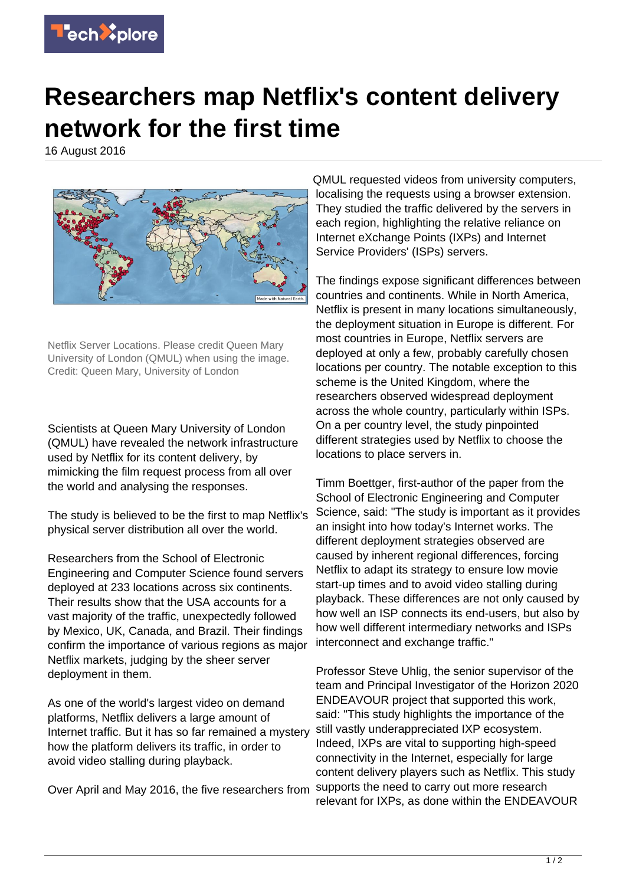# Researchers map Netflix's content delivery network for the first time

16 August 2016

Netflix Server Locations. Please credit Queen Mary University of London (QMUL) when using the image. Credit: Queen Mary, University of London

Scientists at Queen Mary University of London (QMUL) have revealed the network infrastructure used by Netflix for its content delivery, by mimicking the film request process from all over the world and analysing the responses.

The study is believed to be the first to map Netflix's physical server distribution all over the world.

Researchers from the School of Electronic Engineering and Computer Science found servers deployed at 233 locations across six continents. Their results show that the USA accounts for a vast majority of the traffic, unexpectedly followed by Mexico, UK, Canada, and Brazil. Their findings confirm the importance of various regions as major Netflix markets, judging by the sheer server deployment in them.

As one of the world's largest video on demand platforms, Netflix delivers a large amount of Internet traffic. But it has so far remained a mystery how the platform delivers its traffic, in order to avoid video stalling during playback.

Over April and May 2016, the five researchers from QMUL requested videos from university computers, localising the requests using a browser extension. They studied the traffic delivered by the servers in each region, highlighting the relative reliance on Internet eXchange Points (IXPs) and Internet Service Providers' (ISPs) servers.

The findings expose significant differences between countries and continents. While in North America, Netflix is present in many locations simultaneously, the deployment situation in Europe is different. For most countries in Europe, Netflix servers are deployed at only a few, probably carefully chosen locations per country. The notable exception to this scheme is the United Kingdom, where the researchers observed widespread deployment across the whole country, particularly within ISPs. On a per country level, the study pinpointed different strategies used by Netflix to choose the locations to place servers in.

Timm Boettger, first-author of the paper from the School of Electronic Engineering and Computer Science, said: "The study is important as it provides an insight into how today's Internet works. The different deployment strategies observed are caused by inherent regional differences, forcing Netflix to adapt its strategy to ensure low movie start-up times and to avoid video stalling during playback. These differences are not only caused by how well an ISP connects its end-users, but also by how well different intermediary networks and ISPs interconnect and exchange traffic."

Professor Steve Uhlig, the senior supervisor of the team and Principal Investigator of the Horizon 2020 ENDEAVOUR project that supported this work, said: "This study highlights the importance of the still vastly underappreciated IXP ecosystem. Indeed, IXPs are vital to supporting high-speed connectivity in the Internet, especially for large content delivery players such as Netflix. This study supports the need to carry out more research relevant for IXPs, as done within the ENDEAVOUR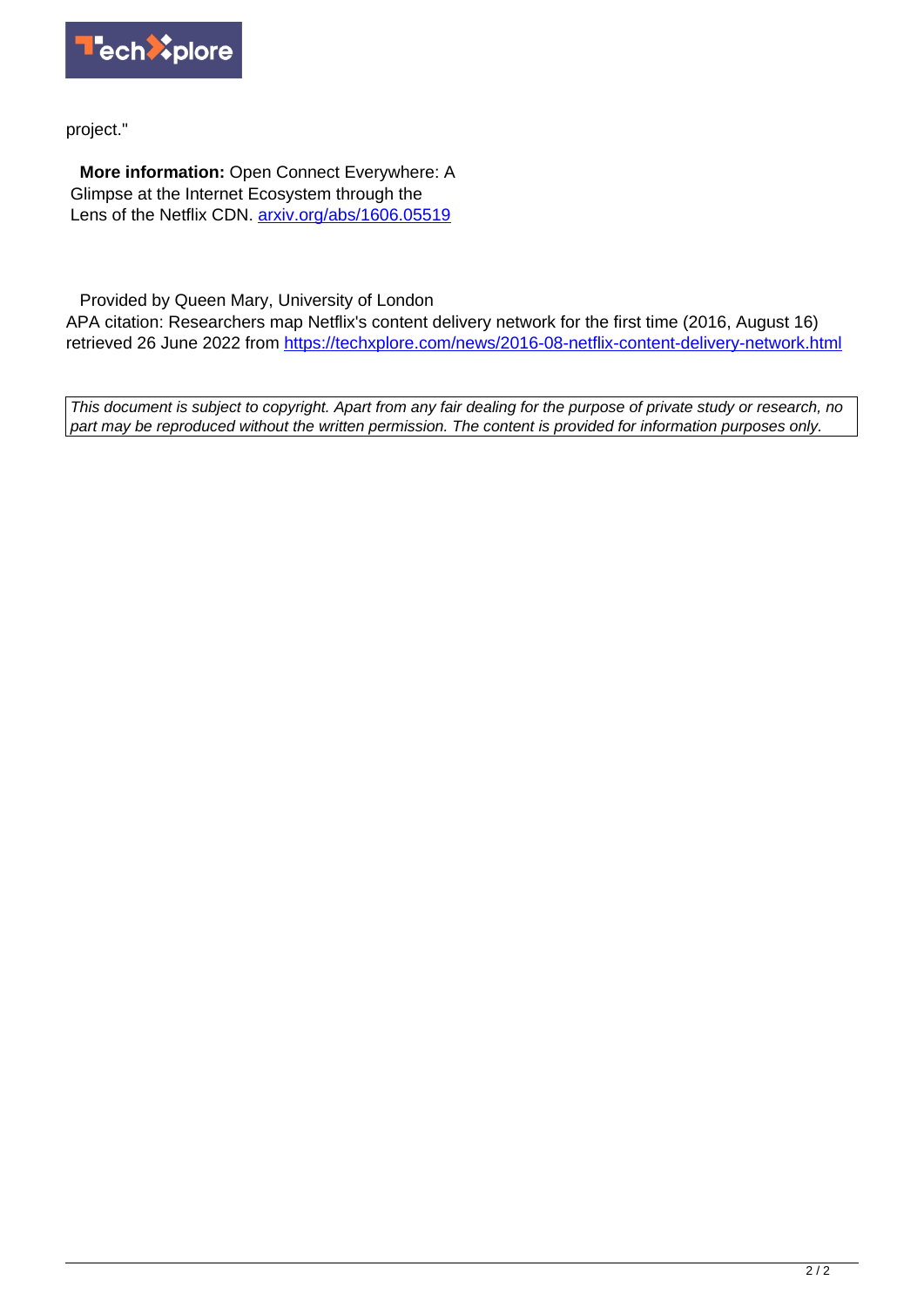project."

**More information:** Open Connect Everywhere: A Glimpse at the Internet Ecosystem through the Lens of the Netflix CDN. arxiv.org/abs/1606.05519

Provided by Queen Mary, University of London

APA citation: Researchers map Netflix's content delivery network for the first time (2016, August 16) retrieved 26 June 2022 from https://techxplore.com/news/2016-08-netflix-content-delivery-network.html

*This document is subject to copyright. Apart from any fair dealing for the purpose of private study or research, no part may be reproduced without the written permission. The content is provided for information purposes only.*